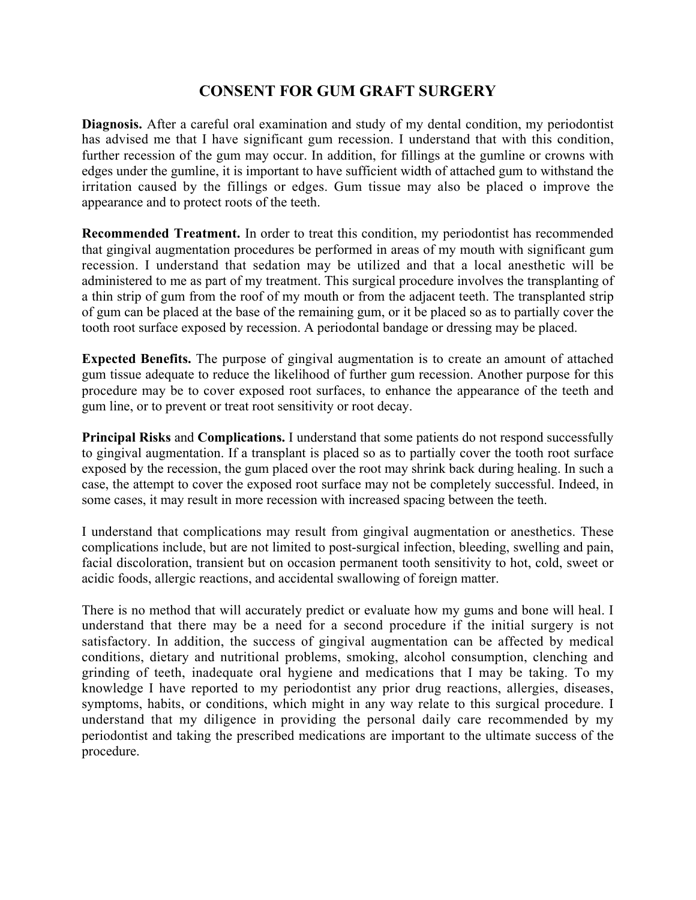# CONSENT FOR GUM GRAFT SURGERY

**Diagnosis.** After a careful oral examination and study of my dental condition, my periodontist has advised me that I have significant gum recession. I understand that with this condition, further recession of the gum may occur. In addition, for fillings at the gumline or crowns with edges under the gumline, it is important to have sufficient width of attached gum to withstand the irritation caused by the fillings or edges. Gum tissue may also be placed o improve the appearance and to protect roots of the teeth.

**Recommended Treatment.** In order to treat this condition, my periodontist has recommended that gingival augmentation procedures be performed in areas of my mouth with significant gum recession. I understand that sedation may be utilized and that a local anesthetic will be administered to me as part of my treatment. This surgical procedure involves the transplanting of a thin strip of gum from the roof of my mouth or from the adjacent teeth. The transplanted strip of gum can be placed at the base of the remaining gum, or it be placed so as to partially cover the tooth root surface exposed by recession. A periodontal bandage or dressing may be placed.

**Expected Benefits.** The purpose of gingival augmentation is to create an amount of attached gum tissue adequate to reduce the likelihood of further gum recession. Another purpose for this procedure may be to cover exposed root surfaces, to enhance the appearance of the teeth and gum line, or to prevent or treat root sensitivity or root decay.

**Principal Risks** and **Complications.** I understand that some patients do not respond successfully to gingival augmentation. If a transplant is placed so as to partially cover the tooth root surface exposed by the recession, the gum placed over the root may shrink back during healing. In such a case, the attempt to cover the exposed root surface may not be completely successful. Indeed, in some cases, it may result in more recession with increased spacing between the teeth.

I understand that complications may result from gingival augmentation or anesthetics. These complications include, but are not limited to post-surgical infection, bleeding, swelling and pain, facial discoloration, transient but on occasion permanent tooth sensitivity to hot, cold, sweet or acidic foods, allergic reactions, and accidental swallowing of foreign matter.

There is no method that will accurately predict or evaluate how my gums and bone will heal. I understand that there may be a need for a second procedure if the initial surgery is not satisfactory. In addition, the success of gingival augmentation can be affected by medical conditions, dietary and nutritional problems, smoking, alcohol consumption, clenching and grinding of teeth, inadequate oral hygiene and medications that I may be taking. To my knowledge I have reported to my periodontist any prior drug reactions, allergies, diseases, symptoms, habits, or conditions, which might in any way relate to this surgical procedure. I understand that my diligence in providing the personal daily care recommended by my periodontist and taking the prescribed medications are important to the ultimate success of the procedure.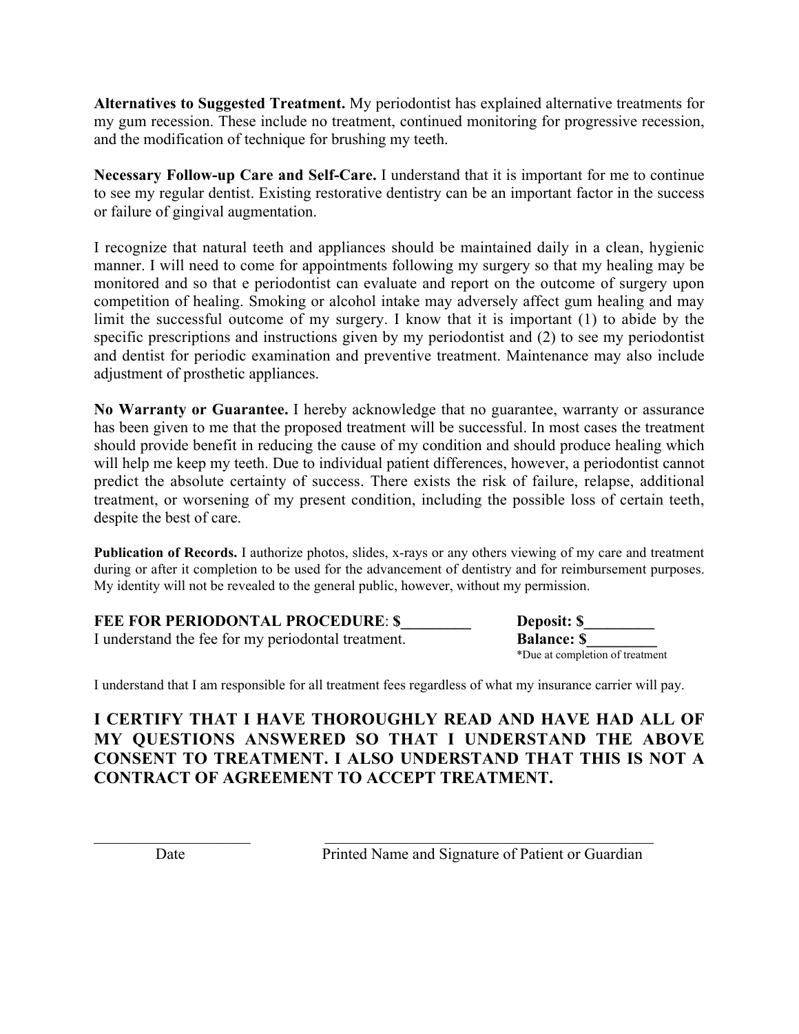**Alternatives to Suggested Treatment.** My periodontist has explained alternative treatments for my gum recession. These include no treatment, continued monitoring for progressive recession, and the modification of technique for brushing my teeth.

**Necessary Follow-up Care and Self-Care.** I understand that it is important for me to continue to see my regular dentist. Existing restorative dentistry can be an important factor in the success or failure of gingival augmentation.

I recognize that natural teeth and appliances should be maintained daily in a clean, hygienic manner. I will need to come for appointments following my surgery so that my healing may be monitored and so that e periodontist can evaluate and report on the outcome of surgery upon competition of healing. Smoking or alcohol intake may adversely affect gum healing and may limit the successful outcome of my surgery. I know that it is important (1) to abide by the specific prescriptions and instructions given by my periodontist and (2) to see my periodontist and dentist for periodic examination and preventive treatment. Maintenance may also include adjustment of prosthetic appliances.

**No Warranty or Guarantee.** I hereby acknowledge that no guarantee, warranty or assurance has been given to me that the proposed treatment will be successful. In most cases the treatment should provide benefit in reducing the cause of my condition and should produce healing which will help me keep my teeth. Due to individual patient differences, however, a periodontist cannot predict the absolute certainty of success. There exists the risk of failure, relapse, additional treatment, or worsening of my present condition, including the possible loss of certain teeth, despite the best of care.

**Publication of Records.** I authorize photos, slides, x-rays or any others viewing of my care and treatment during or after it completion to be used for the advancement of dentistry and for reimbursement purposes. My identity will not be revealed to the general public, however, without my permission.

**FEE FOR PERIODONTAL PROCEDURE**: $_________ **Deposit: $_________**

I understand the fee for my periodontal treatment. **Balance: $_________**

*Due at completion of treatment

I understand that I am responsible for all treatment fees regardless of what my insurance carrier will pay.

**I CERTIFY THAT I HAVE THOROUGHLY READ AND HAVE HAD ALL OF MY QUESTIONS ANSWERED SO THAT I UNDERSTAND THE ABOVE CONSENT TO TREATMENT. I ALSO UNDERSTAND THAT THIS IS NOT A CONTRACT OF AGREEMENT TO ACCEPT TREATMENT.**

_____________________ Date

_____________________________________________ Printed Name and Signature of Patient or Guardian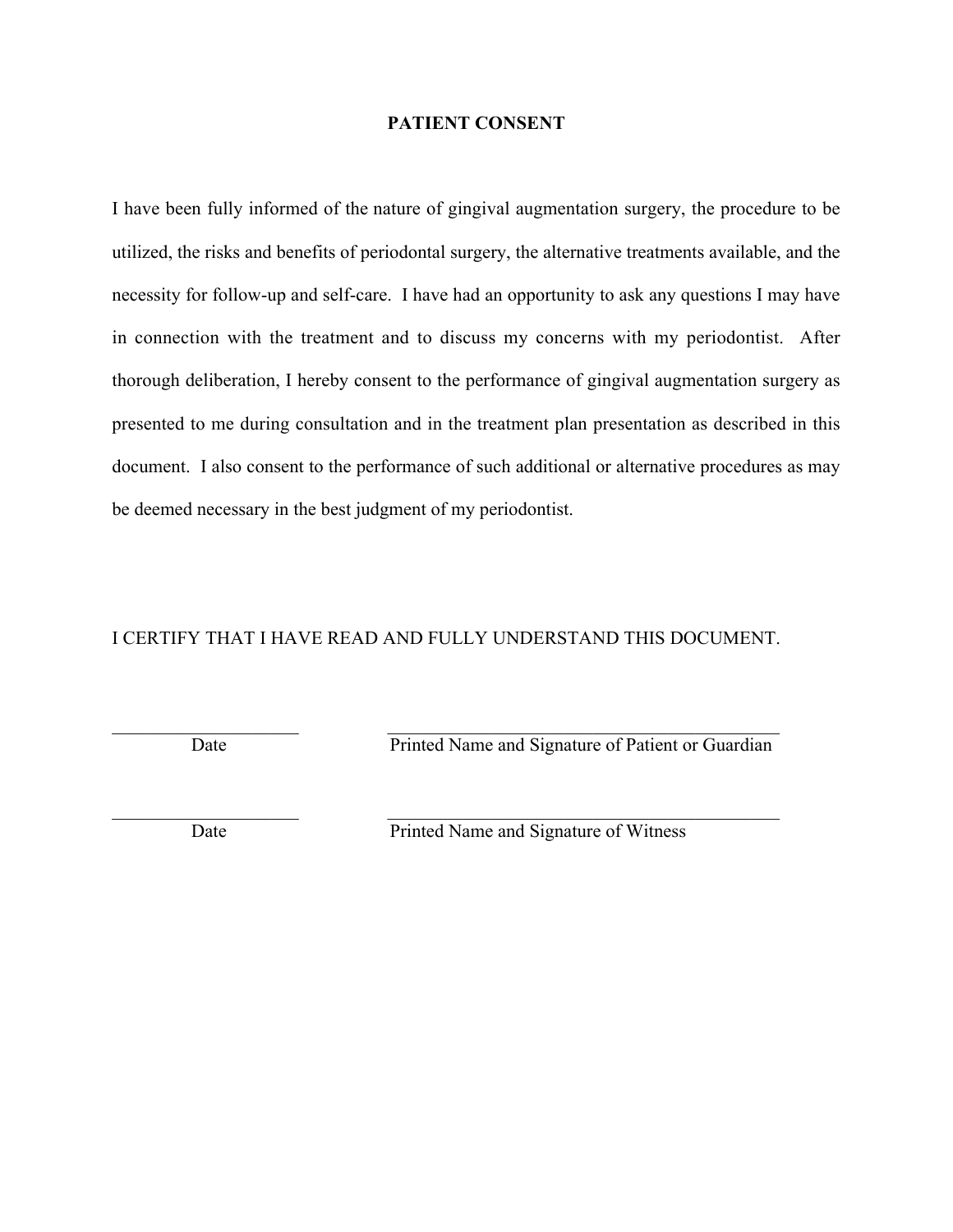# PATIENT CONSENT

I have been fully informed of the nature of gingival augmentation surgery, the procedure to be utilized, the risks and benefits of periodontal surgery, the alternative treatments available, and the necessity for follow-up and self-care. I have had an opportunity to ask any questions I may have in connection with the treatment and to discuss my concerns with my periodontist. After thorough deliberation, I hereby consent to the performance of gingival augmentation surgery as presented to me during consultation and in the treatment plan presentation as described in this document. I also consent to the performance of such additional or alternative procedures as may be deemed necessary in the best judgment of my periodontist.

I CERTIFY THAT I HAVE READ AND FULLY UNDERSTAND THIS DOCUMENT.

| | |
|---|---|
| ____________________ | ________________________________________ |
| Date | Printed Name and Signature of Patient or Guardian |
| ____________________ | ________________________________________ |
| Date | Printed Name and Signature of Witness |